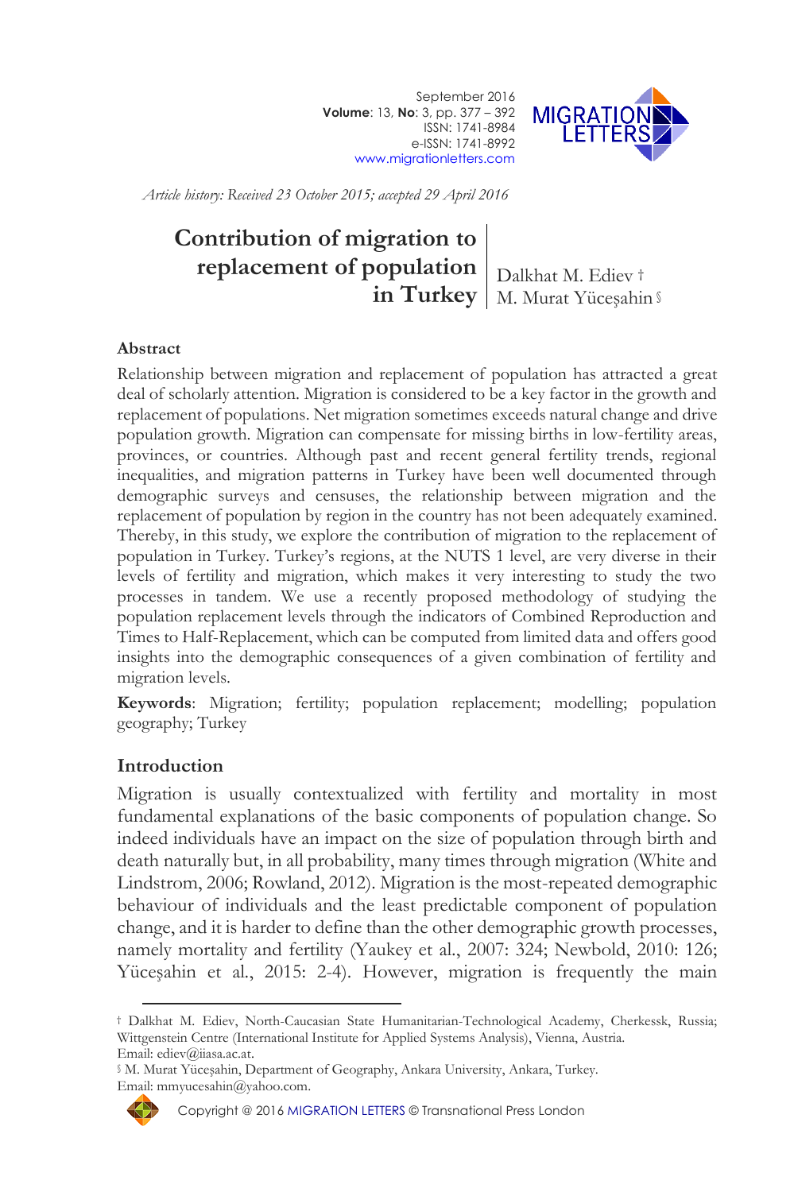*Article history: Received 23 October 2015; accepted 29 April 2016*

# Contribution of migration to replacement of population in Turkey

Dalkhat M. Ediev †
M. Murat Yüceşahin §

## Abstract

Relationship between migration and replacement of population has attracted a great deal of scholarly attention. Migration is considered to be a key factor in the growth and replacement of populations. Net migration sometimes exceeds natural change and drive population growth. Migration can compensate for missing births in low-fertility areas, provinces, or countries. Although past and recent general fertility trends, regional inequalities, and migration patterns in Turkey have been well documented through demographic surveys and censuses, the relationship between migration and the replacement of population by region in the country has not been adequately examined. Thereby, in this study, we explore the contribution of migration to the replacement of population in Turkey. Turkey's regions, at the NUTS 1 level, are very diverse in their levels of fertility and migration, which makes it very interesting to study the two processes in tandem. We use a recently proposed methodology of studying the population replacement levels through the indicators of Combined Reproduction and Times to Half-Replacement, which can be computed from limited data and offers good insights into the demographic consequences of a given combination of fertility and migration levels.

**Keywords**: Migration; fertility; population replacement; modelling; population geography; Turkey

## Introduction

Migration is usually contextualized with fertility and mortality in most fundamental explanations of the basic components of population change. So indeed individuals have an impact on the size of population through birth and death naturally but, in all probability, many times through migration (White and Lindstrom, 2006; Rowland, 2012). Migration is the most-repeated demographic behaviour of individuals and the least predictable component of population change, and it is harder to define than the other demographic growth processes, namely mortality and fertility (Yaukey et al., 2007: 324; Newbold, 2010: 126; Yüceşahin et al., 2015: 2-4). However, migration is frequently the main

---

† Dalkhat M. Ediev, North-Caucasian State Humanitarian-Technological Academy, Cherkessk, Russia; Wittgenstein Centre (International Institute for Applied Systems Analysis), Vienna, Austria. Email: ediev@iiasa.ac.at.

§ M. Murat Yüceşahin, Department of Geography, Ankara University, Ankara, Turkey. Email: mmyucesahin@yahoo.com.

Copyright @ 2016 MIGRATION LETTERS © Transnational Press London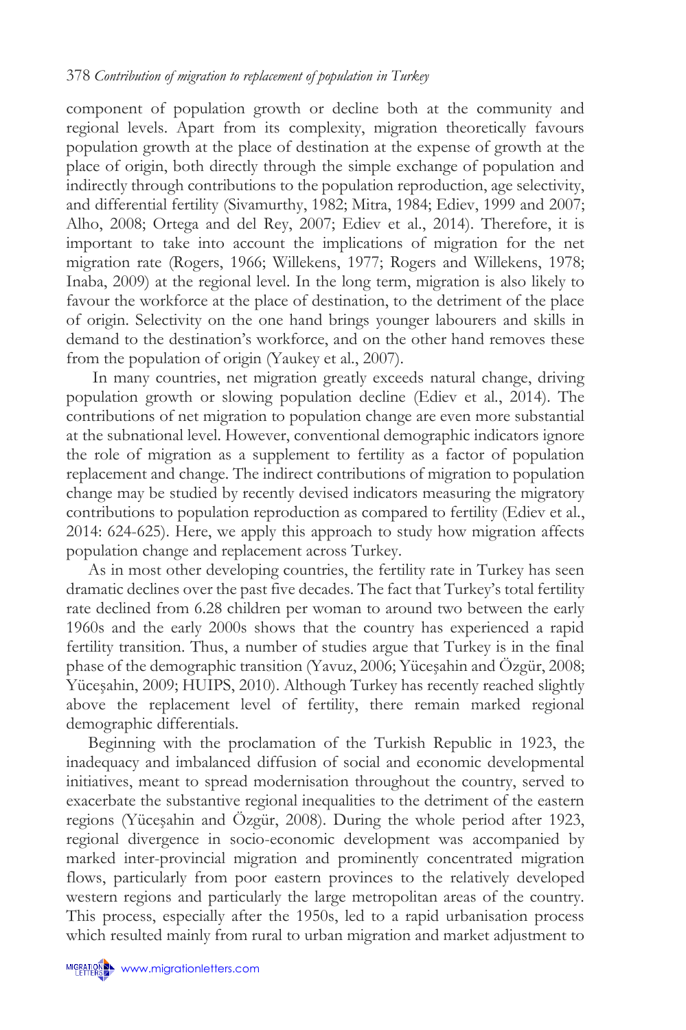component of population growth or decline both at the community and regional levels. Apart from its complexity, migration theoretically favours population growth at the place of destination at the expense of growth at the place of origin, both directly through the simple exchange of population and indirectly through contributions to the population reproduction, age selectivity, and differential fertility (Sivamurthy, 1982; Mitra, 1984; Ediev, 1999 and 2007; Alho, 2008; Ortega and del Rey, 2007; Ediev et al., 2014). Therefore, it is important to take into account the implications of migration for the net migration rate (Rogers, 1966; Willekens, 1977; Rogers and Willekens, 1978; Inaba, 2009) at the regional level. In the long term, migration is also likely to favour the workforce at the place of destination, to the detriment of the place of origin. Selectivity on the one hand brings younger labourers and skills in demand to the destination's workforce, and on the other hand removes these from the population of origin (Yaukey et al., 2007).

In many countries, net migration greatly exceeds natural change, driving population growth or slowing population decline (Ediev et al., 2014). The contributions of net migration to population change are even more substantial at the subnational level. However, conventional demographic indicators ignore the role of migration as a supplement to fertility as a factor of population replacement and change. The indirect contributions of migration to population change may be studied by recently devised indicators measuring the migratory contributions to population reproduction as compared to fertility (Ediev et al., 2014: 624-625). Here, we apply this approach to study how migration affects population change and replacement across Turkey.

As in most other developing countries, the fertility rate in Turkey has seen dramatic declines over the past five decades. The fact that Turkey's total fertility rate declined from 6.28 children per woman to around two between the early 1960s and the early 2000s shows that the country has experienced a rapid fertility transition. Thus, a number of studies argue that Turkey is in the final phase of the demographic transition (Yavuz, 2006; Yüceşahin and Özgür, 2008; Yüceşahin, 2009; HUIPS, 2010). Although Turkey has recently reached slightly above the replacement level of fertility, there remain marked regional demographic differentials.

Beginning with the proclamation of the Turkish Republic in 1923, the inadequacy and imbalanced diffusion of social and economic developmental initiatives, meant to spread modernisation throughout the country, served to exacerbate the substantive regional inequalities to the detriment of the eastern regions (Yüceşahin and Özgür, 2008). During the whole period after 1923, regional divergence in socio-economic development was accompanied by marked inter-provincial migration and prominently concentrated migration flows, particularly from poor eastern provinces to the relatively developed western regions and particularly the large metropolitan areas of the country. This process, especially after the 1950s, led to a rapid urbanisation process which resulted mainly from rural to urban migration and market adjustment to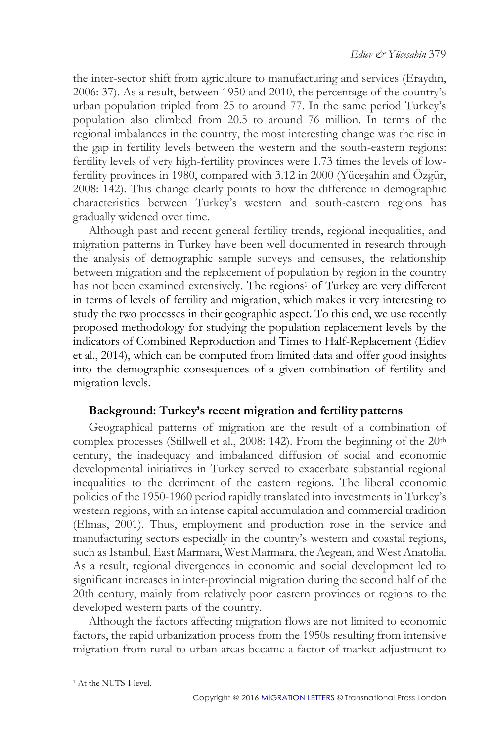the inter-sector shift from agriculture to manufacturing and services (Eraydın, 2006: 37). As a result, between 1950 and 2010, the percentage of the country's urban population tripled from 25 to around 77. In the same period Turkey's population also climbed from 20.5 to around 76 million. In terms of the regional imbalances in the country, the most interesting change was the rise in the gap in fertility levels between the western and the south-eastern regions: fertility levels of very high-fertility provinces were 1.73 times the levels of low-fertility provinces in 1980, compared with 3.12 in 2000 (Yüceşahin and Özgür, 2008: 142). This change clearly points to how the difference in demographic characteristics between Turkey's western and south-eastern regions has gradually widened over time.

Although past and recent general fertility trends, regional inequalities, and migration patterns in Turkey have been well documented in research through the analysis of demographic sample surveys and censuses, the relationship between migration and the replacement of population by region in the country has not been examined extensively. The regions[1] of Turkey are very different in terms of levels of fertility and migration, which makes it very interesting to study the two processes in their geographic aspect. To this end, we use recently proposed methodology for studying the population replacement levels by the indicators of Combined Reproduction and Times to Half-Replacement (Ediev et al., 2014), which can be computed from limited data and offer good insights into the demographic consequences of a given combination of fertility and migration levels.

## Background: Turkey's recent migration and fertility patterns

Geographical patterns of migration are the result of a combination of complex processes (Stillwell et al., 2008: 142). From the beginning of the 20th century, the inadequacy and imbalanced diffusion of social and economic developmental initiatives in Turkey served to exacerbate substantial regional inequalities to the detriment of the eastern regions. The liberal economic policies of the 1950-1960 period rapidly translated into investments in Turkey's western regions, with an intense capital accumulation and commercial tradition (Elmas, 2001). Thus, employment and production rose in the service and manufacturing sectors especially in the country's western and coastal regions, such as Istanbul, East Marmara, West Marmara, the Aegean, and West Anatolia. As a result, regional divergences in economic and social development led to significant increases in inter-provincial migration during the second half of the 20th century, mainly from relatively poor eastern provinces or regions to the developed western parts of the country.

Although the factors affecting migration flows are not limited to economic factors, the rapid urbanization process from the 1950s resulting from intensive migration from rural to urban areas became a factor of market adjustment to

[1] At the NUTS 1 level.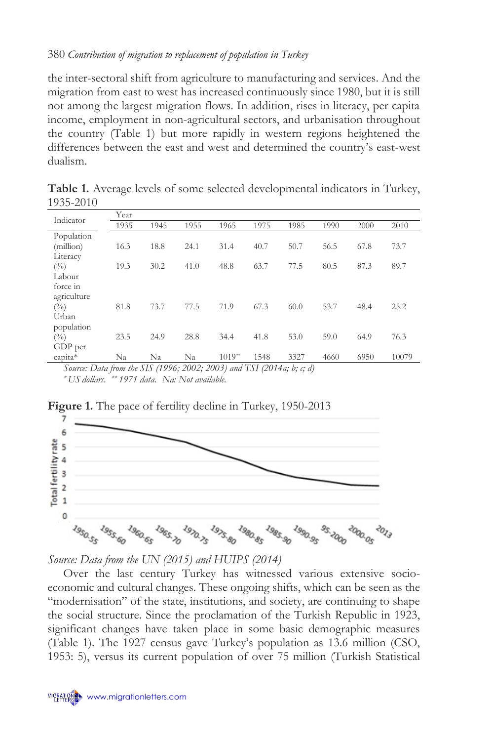the inter-sectoral shift from agriculture to manufacturing and services. And the migration from east to west has increased continuously since 1980, but it is still not among the largest migration flows. In addition, rises in literacy, per capita income, employment in non-agricultural sectors, and urbanisation throughout the country (Table 1) but more rapidly in western regions heightened the differences between the east and west and determined the country's east-west dualism.

**Table 1.** Average levels of some selected developmental indicators in Turkey, 1935-2010

| Indicator | Year | | | | | | | | |
|---|---|---|---|---|---|---|---|---|---|
| | 1935 | 1945 | 1955 | 1965 | 1975 | 1985 | 1990 | 2000 | 2010 |
| Population (million) | 16.3 | 18.8 | 24.1 | 31.4 | 40.7 | 50.7 | 56.5 | 67.8 | 73.7 |
| Literacy (%) | 19.3 | 30.2 | 41.0 | 48.8 | 63.7 | 77.5 | 80.5 | 87.3 | 89.7 |
| Labour force in agriculture (%) | 81.8 | 73.7 | 77.5 | 71.9 | 67.3 | 60.0 | 53.7 | 48.4 | 25.2 |
| Urban population (%) | 23.5 | 24.9 | 28.8 | 34.4 | 41.8 | 53.0 | 59.0 | 64.9 | 76.3 |
| GDP per capita* | Na | Na | Na | 1019** | 1548 | 3327 | 4660 | 6950 | 10079 |

*Source: Data from the SIS (1996; 2002; 2003) and TSI (2014a; b; c; d)*

*\* US dollars. \*\* 1971 data. Na: Not available.*

**Figure 1.** The pace of fertility decline in Turkey, 1950-2013

*Source: Data from the UN (2015) and HUIPS (2014)*

Over the last century Turkey has witnessed various extensive socio-economic and cultural changes. These ongoing shifts, which can be seen as the "modernisation" of the state, institutions, and society, are continuing to shape the social structure. Since the proclamation of the Turkish Republic in 1923, significant changes have taken place in some basic demographic measures (Table 1). The 1927 census gave Turkey's population as 13.6 million (CSO, 1953: 5), versus its current population of over 75 million (Turkish Statistical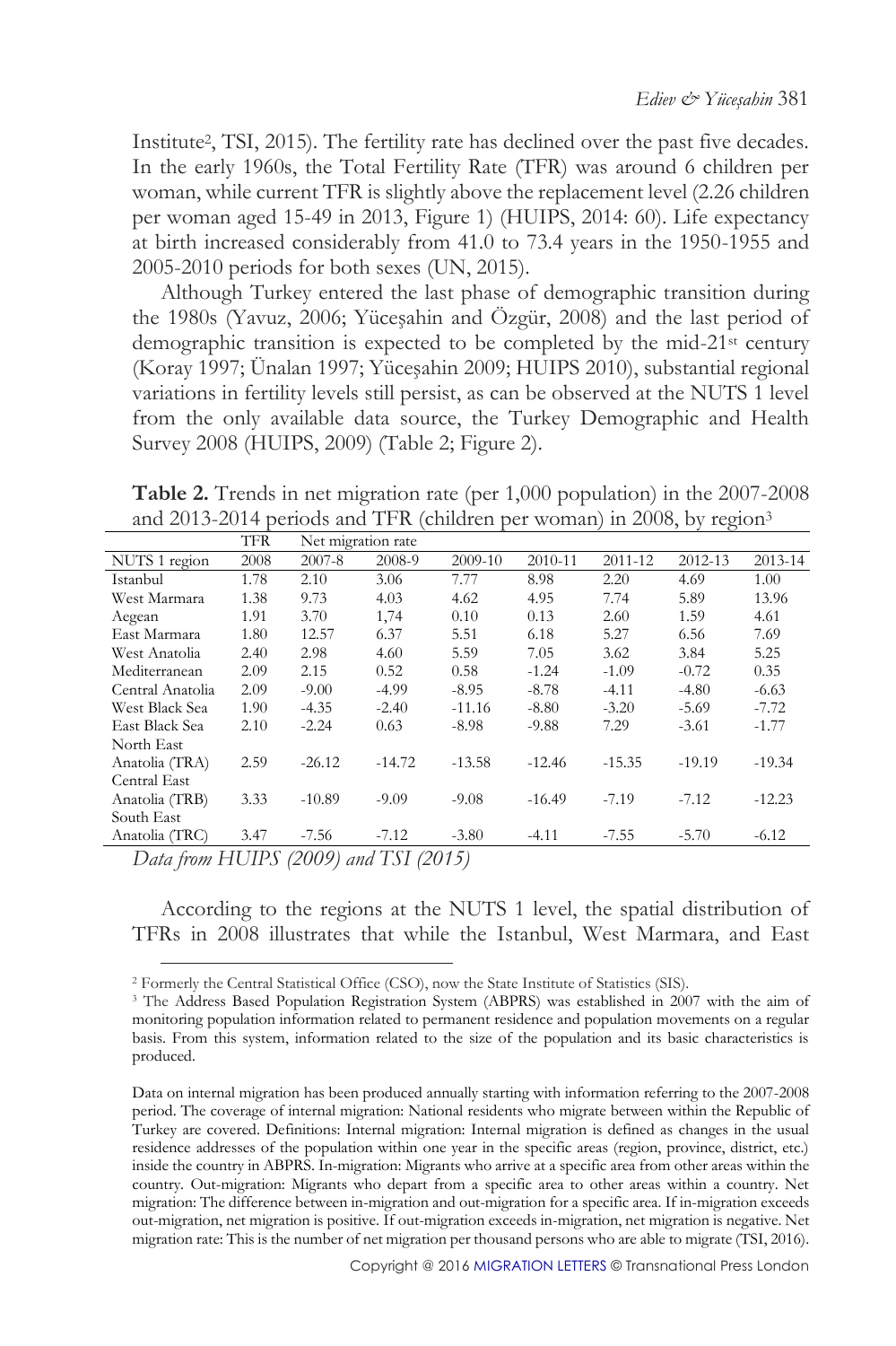Institute[2], TSI, 2015). The fertility rate has declined over the past five decades. In the early 1960s, the Total Fertility Rate (TFR) was around 6 children per woman, while current TFR is slightly above the replacement level (2.26 children per woman aged 15-49 in 2013, Figure 1) (HUIPS, 2014: 60). Life expectancy at birth increased considerably from 41.0 to 73.4 years in the 1950-1955 and 2005-2010 periods for both sexes (UN, 2015).

Although Turkey entered the last phase of demographic transition during the 1980s (Yavuz, 2006; Yüceşahin and Özgür, 2008) and the last period of demographic transition is expected to be completed by the mid-21st century (Koray 1997; Ünalan 1997; Yüceşahin 2009; HUIPS 2010), substantial regional variations in fertility levels still persist, as can be observed at the NUTS 1 level from the only available data source, the Turkey Demographic and Health Survey 2008 (HUIPS, 2009) (Table 2; Figure 2).

**Table 2.** Trends in net migration rate (per 1,000 population) in the 2007-2008 and 2013-2014 periods and TFR (children per woman) in 2008, by region[3]

| | TFR | Net migration rate | | | | | | |
|---|---|---|---|---|---|---|---|---|
| NUTS 1 region | 2008 | 2007-8 | 2008-9 | 2009-10 | 2010-11 | 2011-12 | 2012-13 | 2013-14 |
| Istanbul | 1.78 | 2.10 | 3.06 | 7.77 | 8.98 | 2.20 | 4.69 | 1.00 |
| West Marmara | 1.38 | 9.73 | 4.03 | 4.62 | 4.95 | 7.74 | 5.89 | 13.96 |
| Aegean | 1.91 | 3.70 | 1,74 | 0.10 | 0.13 | 2.60 | 1.59 | 4.61 |
| East Marmara | 1.80 | 12.57 | 6.37 | 5.51 | 6.18 | 5.27 | 6.56 | 7.69 |
| West Anatolia | 2.40 | 2.98 | 4.60 | 5.59 | 7.05 | 3.62 | 3.84 | 5.25 |
| Mediterranean | 2.09 | 2.15 | 0.52 | 0.58 | -1.24 | -1.09 | -0.72 | 0.35 |
| Central Anatolia | 2.09 | -9.00 | -4.99 | -8.95 | -8.78 | -4.11 | -4.80 | -6.63 |
| West Black Sea | 1.90 | -4.35 | -2.40 | -11.16 | -8.80 | -3.20 | -5.69 | -7.72 |
| East Black Sea | 2.10 | -2.24 | 0.63 | -8.98 | -9.88 | 7.29 | -3.61 | -1.77 |
| North East Anatolia (TRA) | 2.59 | -26.12 | -14.72 | -13.58 | -12.46 | -15.35 | -19.19 | -19.34 |
| Central East Anatolia (TRB) | 3.33 | -10.89 | -9.09 | -9.08 | -16.49 | -7.19 | -7.12 | -12.23 |
| South East Anatolia (TRC) | 3.47 | -7.56 | -7.12 | -3.80 | -4.11 | -7.55 | -5.70 | -6.12 |

*Data from HUIPS (2009) and TSI (2015)*

According to the regions at the NUTS 1 level, the spatial distribution of TFRs in 2008 illustrates that while the Istanbul, West Marmara, and East

[2] Formerly the Central Statistical Office (CSO), now the State Institute of Statistics (SIS).

[3] The Address Based Population Registration System (ABPRS) was established in 2007 with the aim of monitoring population information related to permanent residence and population movements on a regular basis. From this system, information related to the size of the population and its basic characteristics is produced.

Data on internal migration has been produced annually starting with information referring to the 2007-2008 period. The coverage of internal migration: National residents who migrate between within the Republic of Turkey are covered. Definitions: Internal migration: Internal migration is defined as changes in the usual residence addresses of the population within one year in the specific areas (region, province, district, etc.) inside the country in ABPRS. In-migration: Migrants who arrive at a specific area from other areas within the country. Out-migration: Migrants who depart from a specific area to other areas within a country. Net migration: The difference between in-migration and out-migration for a specific area. If in-migration exceeds out-migration, net migration is positive. If out-migration exceeds in-migration, net migration is negative. Net migration rate: This is the number of net migration per thousand persons who are able to migrate (TSI, 2016).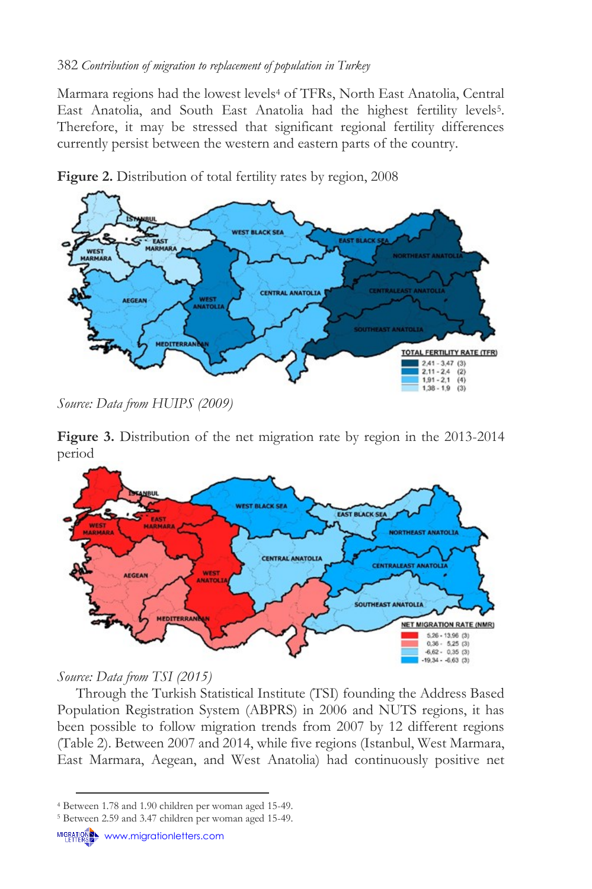Marmara regions had the lowest levels[4] of TFRs, North East Anatolia, Central East Anatolia, and South East Anatolia had the highest fertility levels[5]. Therefore, it may be stressed that significant regional fertility differences currently persist between the western and eastern parts of the country.

**Figure 2.** Distribution of total fertility rates by region, 2008

*Source: Data from HUIPS (2009)*

**Figure 3.** Distribution of the net migration rate by region in the 2013-2014 period

*Source: Data from TSI (2015)*

Through the Turkish Statistical Institute (TSI) founding the Address Based Population Registration System (ABPRS) in 2006 and NUTS regions, it has been possible to follow migration trends from 2007 by 12 different regions (Table 2). Between 2007 and 2014, while five regions (Istanbul, West Marmara, East Marmara, Aegean, and West Anatolia) had continuously positive net

---

[4] Between 1.78 and 1.90 children per woman aged 15-49.

[5] Between 2.59 and 3.47 children per woman aged 15-49.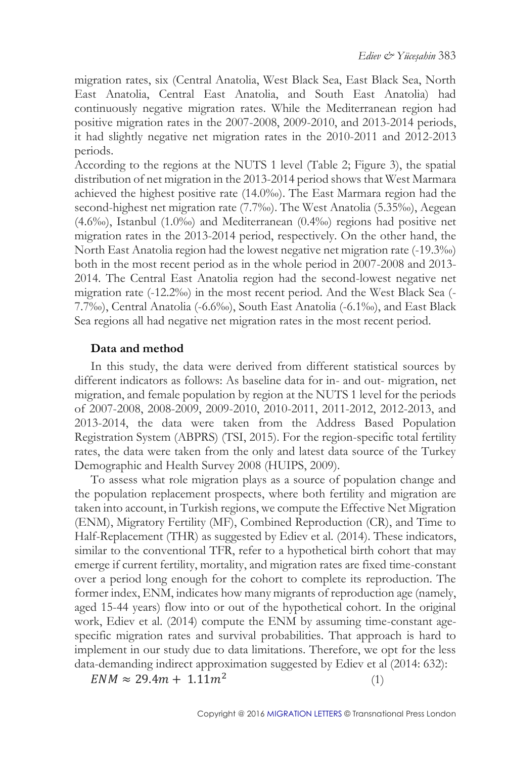migration rates, six (Central Anatolia, West Black Sea, East Black Sea, North East Anatolia, Central East Anatolia, and South East Anatolia) had continuously negative migration rates. While the Mediterranean region had positive migration rates in the 2007-2008, 2009-2010, and 2013-2014 periods, it had slightly negative net migration rates in the 2010-2011 and 2012-2013 periods.

According to the regions at the NUTS 1 level (Table 2; Figure 3), the spatial distribution of net migration in the 2013-2014 period shows that West Marmara achieved the highest positive rate (14.0‰). The East Marmara region had the second-highest net migration rate (7.7‰). The West Anatolia (5.35‰), Aegean (4.6‰), Istanbul (1.0‰) and Mediterranean (0.4‰) regions had positive net migration rates in the 2013-2014 period, respectively. On the other hand, the North East Anatolia region had the lowest negative net migration rate (-19.3‰) both in the most recent period as in the whole period in 2007-2008 and 2013-2014. The Central East Anatolia region had the second-lowest negative net migration rate (-12.2‰) in the most recent period. And the West Black Sea (-7.7‰), Central Anatolia (-6.6‰), South East Anatolia (-6.1‰), and East Black Sea regions all had negative net migration rates in the most recent period.

## Data and method

In this study, the data were derived from different statistical sources by different indicators as follows: As baseline data for in- and out- migration, net migration, and female population by region at the NUTS 1 level for the periods of 2007-2008, 2008-2009, 2009-2010, 2010-2011, 2011-2012, 2012-2013, and 2013-2014, the data were taken from the Address Based Population Registration System (ABPRS) (TSI, 2015). For the region-specific total fertility rates, the data were taken from the only and latest data source of the Turkey Demographic and Health Survey 2008 (HUIPS, 2009).

To assess what role migration plays as a source of population change and the population replacement prospects, where both fertility and migration are taken into account, in Turkish regions, we compute the Effective Net Migration (ENM), Migratory Fertility (MF), Combined Reproduction (CR), and Time to Half-Replacement (THR) as suggested by Ediev et al. (2014). These indicators, similar to the conventional TFR, refer to a hypothetical birth cohort that may emerge if current fertility, mortality, and migration rates are fixed time-constant over a period long enough for the cohort to complete its reproduction. The former index, ENM, indicates how many migrants of reproduction age (namely, aged 15-44 years) flow into or out of the hypothetical cohort. In the original work, Ediev et al. (2014) compute the ENM by assuming time-constant age-specific migration rates and survival probabilities. That approach is hard to implement in our study due to data limitations. Therefore, we opt for the less data-demanding indirect approximation suggested by Ediev et al (2014: 632):

$$ENM \approx 29.4m + 1.11m^2 \qquad (1)$$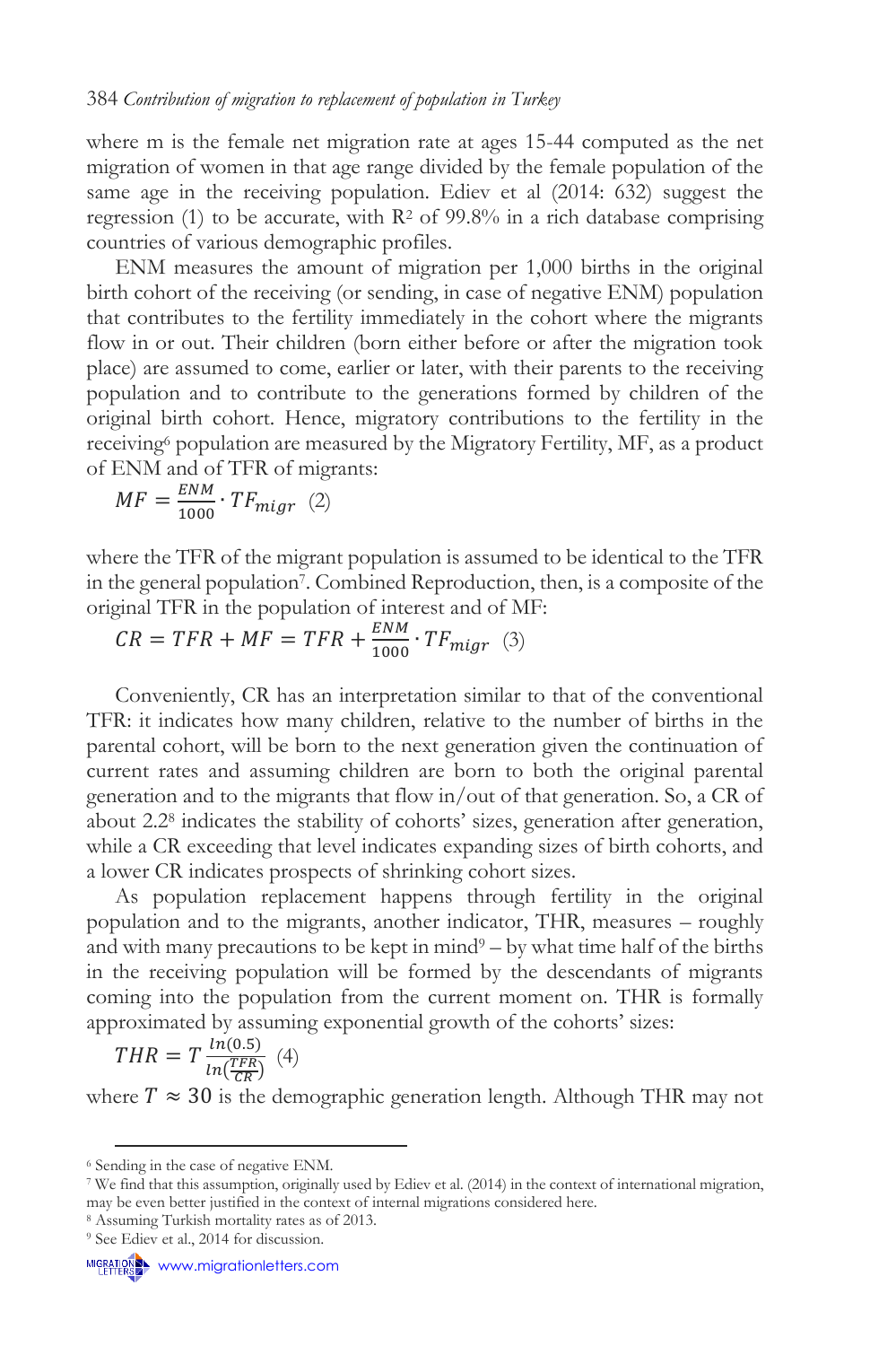where m is the female net migration rate at ages 15-44 computed as the net migration of women in that age range divided by the female population of the same age in the receiving population. Ediev et al (2014: 632) suggest the regression (1) to be accurate, with $R^2$ of 99.8% in a rich database comprising countries of various demographic profiles.

ENM measures the amount of migration per 1,000 births in the original birth cohort of the receiving (or sending, in case of negative ENM) population that contributes to the fertility immediately in the cohort where the migrants flow in or out. Their children (born either before or after the migration took place) are assumed to come, earlier or later, with their parents to the receiving population and to contribute to the generations formed by children of the original birth cohort. Hence, migratory contributions to the fertility in the receiving[6] population are measured by the Migratory Fertility, MF, as a product of ENM and of TFR of migrants:

$$MF = \frac{ENM}{1000} \cdot TF_{migr} \quad (2)$$

where the TFR of the migrant population is assumed to be identical to the TFR in the general population[7]. Combined Reproduction, then, is a composite of the original TFR in the population of interest and of MF:

$$CR = TFR + MF = TFR + \frac{ENM}{1000} \cdot TF_{migr} \quad (3)$$

Conveniently, CR has an interpretation similar to that of the conventional TFR: it indicates how many children, relative to the number of births in the parental cohort, will be born to the next generation given the continuation of current rates and assuming children are born to both the original parental generation and to the migrants that flow in/out of that generation. So, a CR of about 2.2[8] indicates the stability of cohorts' sizes, generation after generation, while a CR exceeding that level indicates expanding sizes of birth cohorts, and a lower CR indicates prospects of shrinking cohort sizes.

As population replacement happens through fertility in the original population and to the migrants, another indicator, THR, measures – roughly and with many precautions to be kept in mind[9] – by what time half of the births in the receiving population will be formed by the descendants of migrants coming into the population from the current moment on. THR is formally approximated by assuming exponential growth of the cohorts' sizes:

$$THR = T \frac{ln(0.5)}{ln(\frac{TFR}{CR})} \quad (4)$$

where $T \approx 30$ is the demographic generation length. Although THR may not

---

[6] Sending in the case of negative ENM.

[7] We find that this assumption, originally used by Ediev et al. (2014) in the context of international migration, may be even better justified in the context of internal migrations considered here.

[8] Assuming Turkish mortality rates as of 2013.

[9] See Ediev et al., 2014 for discussion.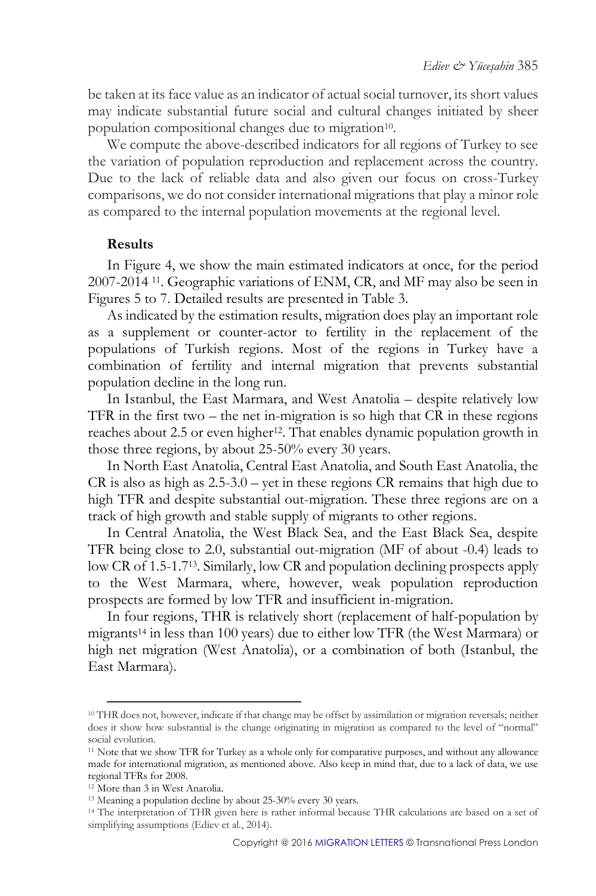be taken at its face value as an indicator of actual social turnover, its short values may indicate substantial future social and cultural changes initiated by sheer population compositional changes due to migration[10].

We compute the above-described indicators for all regions of Turkey to see the variation of population reproduction and replacement across the country. Due to the lack of reliable data and also given our focus on cross-Turkey comparisons, we do not consider international migrations that play a minor role as compared to the internal population movements at the regional level.

### Results

In Figure 4, we show the main estimated indicators at once, for the period 2007-2014 [11]. Geographic variations of ENM, CR, and MF may also be seen in Figures 5 to 7. Detailed results are presented in Table 3.

As indicated by the estimation results, migration does play an important role as a supplement or counter-actor to fertility in the replacement of the populations of Turkish regions. Most of the regions in Turkey have a combination of fertility and internal migration that prevents substantial population decline in the long run.

In Istanbul, the East Marmara, and West Anatolia – despite relatively low TFR in the first two – the net in-migration is so high that CR in these regions reaches about 2.5 or even higher[12]. That enables dynamic population growth in those three regions, by about 25-50% every 30 years.

In North East Anatolia, Central East Anatolia, and South East Anatolia, the CR is also as high as 2.5-3.0 – yet in these regions CR remains that high due to high TFR and despite substantial out-migration. These three regions are on a track of high growth and stable supply of migrants to other regions.

In Central Anatolia, the West Black Sea, and the East Black Sea, despite TFR being close to 2.0, substantial out-migration (MF of about -0.4) leads to low CR of 1.5-1.7[13]. Similarly, low CR and population declining prospects apply to the West Marmara, where, however, weak population reproduction prospects are formed by low TFR and insufficient in-migration.

In four regions, THR is relatively short (replacement of half-population by migrants[14] in less than 100 years) due to either low TFR (the West Marmara) or high net migration (West Anatolia), or a combination of both (Istanbul, the East Marmara).

---

[10] THR does not, however, indicate if that change may be offset by assimilation or migration reversals; neither does it show how substantial is the change originating in migration as compared to the level of "normal" social evolution.

[11] Note that we show TFR for Turkey as a whole only for comparative purposes, and without any allowance made for international migration, as mentioned above. Also keep in mind that, due to a lack of data, we use regional TFRs for 2008.

[12] More than 3 in West Anatolia.

[13] Meaning a population decline by about 25-30% every 30 years.

[14] The interpretation of THR given here is rather informal because THR calculations are based on a set of simplifying assumptions (Ediev et al., 2014).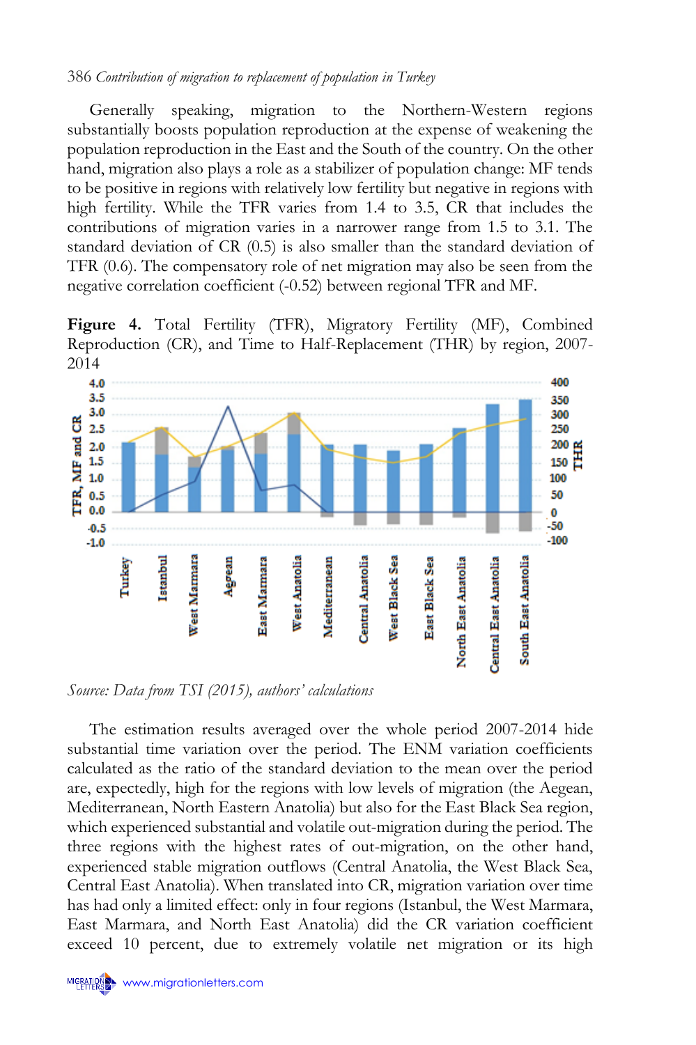Generally speaking, migration to the Northern-Western regions substantially boosts population reproduction at the expense of weakening the population reproduction in the East and the South of the country. On the other hand, migration also plays a role as a stabilizer of population change: MF tends to be positive in regions with relatively low fertility but negative in regions with high fertility. While the TFR varies from 1.4 to 3.5, CR that includes the contributions of migration varies in a narrower range from 1.5 to 3.1. The standard deviation of CR (0.5) is also smaller than the standard deviation of TFR (0.6). The compensatory role of net migration may also be seen from the negative correlation coefficient (-0.52) between regional TFR and MF.

**Figure 4.** Total Fertility (TFR), Migratory Fertility (MF), Combined Reproduction (CR), and Time to Half-Replacement (THR) by region, 2007-2014

*Source: Data from TSI (2015), authors' calculations*

The estimation results averaged over the whole period 2007-2014 hide substantial time variation over the period. The ENM variation coefficients calculated as the ratio of the standard deviation to the mean over the period are, expectedly, high for the regions with low levels of migration (the Aegean, Mediterranean, North Eastern Anatolia) but also for the East Black Sea region, which experienced substantial and volatile out-migration during the period. The three regions with the highest rates of out-migration, on the other hand, experienced stable migration outflows (Central Anatolia, the West Black Sea, Central East Anatolia). When translated into CR, migration variation over time has had only a limited effect: only in four regions (Istanbul, the West Marmara, East Marmara, and North East Anatolia) did the CR variation coefficient exceed 10 percent, due to extremely volatile net migration or its high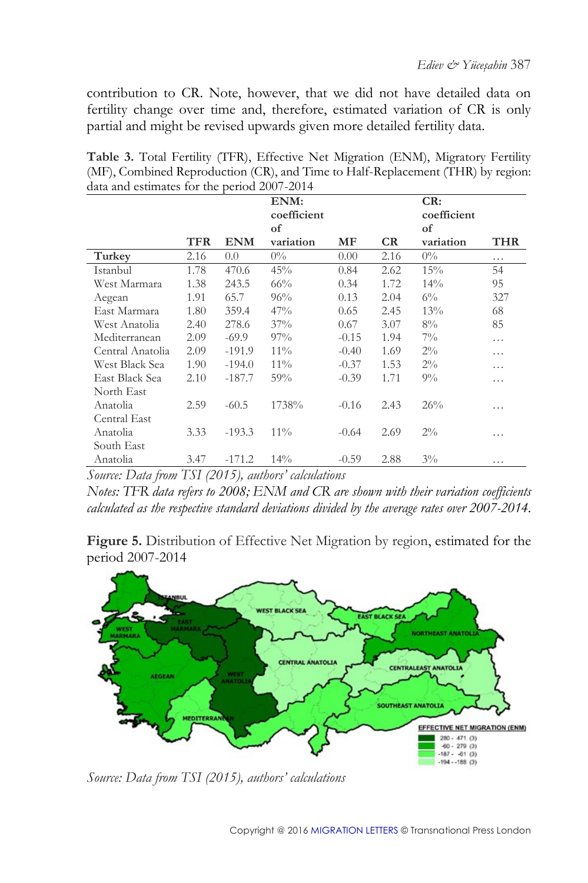contribution to CR. Note, however, that we did not have detailed data on fertility change over time and, therefore, estimated variation of CR is only partial and might be revised upwards given more detailed fertility data.

**Table 3.** Total Fertility (TFR), Effective Net Migration (ENM), Migratory Fertility (MF), Combined Reproduction (CR), and Time to Half-Replacement (THR) by region: data and estimates for the period 2007-2014

| | TFR | ENM | ENM: coefficient of variation | MF | CR | CR: coefficient of variation | THR |
|---|---|---|---|---|---|---|---|
| **Turkey** | 2.16 | 0.0 | 0% | 0.00 | 2.16 | 0% | … |
| Istanbul | 1.78 | 470.6 | 45% | 0.84 | 2.62 | 15% | 54 |
| West Marmara | 1.38 | 243.5 | 66% | 0.34 | 1.72 | 14% | 95 |
| Aegean | 1.91 | 65.7 | 96% | 0.13 | 2.04 | 6% | 327 |
| East Marmara | 1.80 | 359.4 | 47% | 0.65 | 2.45 | 13% | 68 |
| West Anatolia | 2.40 | 278.6 | 37% | 0.67 | 3.07 | 8% | 85 |
| Mediterranean | 2.09 | -69.9 | 97% | -0.15 | 1.94 | 7% | … |
| Central Anatolia | 2.09 | -191.9 | 11% | -0.40 | 1.69 | 2% | … |
| West Black Sea | 1.90 | -194.0 | 11% | -0.37 | 1.53 | 2% | … |
| East Black Sea | 2.10 | -187.7 | 59% | -0.39 | 1.71 | 9% | … |
| North East Anatolia | 2.59 | -60.5 | 1738% | -0.16 | 2.43 | 26% | … |
| Central East Anatolia | 3.33 | -193.3 | 11% | -0.64 | 2.69 | 2% | … |
| South East Anatolia | 3.47 | -171.2 | 14% | -0.59 | 2.88 | 3% | … |

*Source: Data from TSI (2015), authors' calculations*

*Notes: TFR data refers to 2008; ENM and CR are shown with their variation coefficients calculated as the respective standard deviations divided by the average rates over 2007-2014.*

**Figure 5.** Distribution of Effective Net Migration by region, estimated for the period 2007-2014

*Source: Data from TSI (2015), authors' calculations*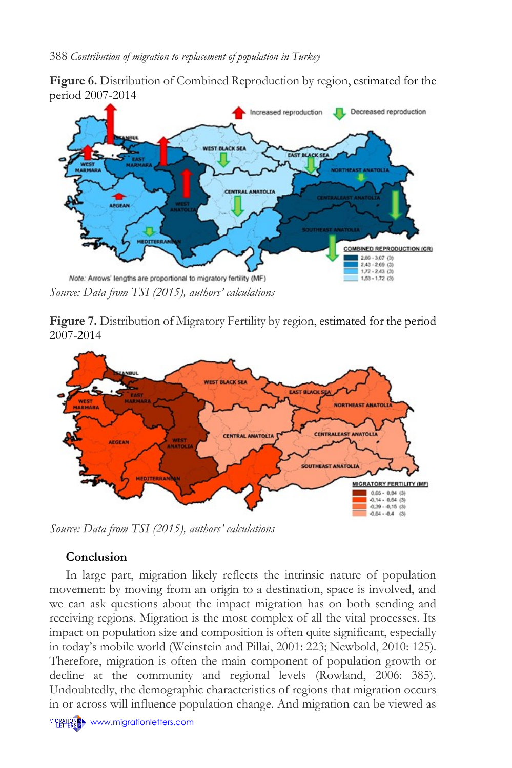**Figure 6.** Distribution of Combined Reproduction by region, estimated for the period 2007-2014

*Source: Data from TSI (2015), authors' calculations*

**Figure 7.** Distribution of Migratory Fertility by region, estimated for the period 2007-2014

*Source: Data from TSI (2015), authors' calculations*

## Conclusion

In large part, migration likely reflects the intrinsic nature of population movement: by moving from an origin to a destination, space is involved, and we can ask questions about the impact migration has on both sending and receiving regions. Migration is the most complex of all the vital processes. Its impact on population size and composition is often quite significant, especially in today's mobile world (Weinstein and Pillai, 2001: 223; Newbold, 2010: 125). Therefore, migration is often the main component of population growth or decline at the community and regional levels (Rowland, 2006: 385). Undoubtedly, the demographic characteristics of regions that migration occurs in or across will influence population change. And migration can be viewed as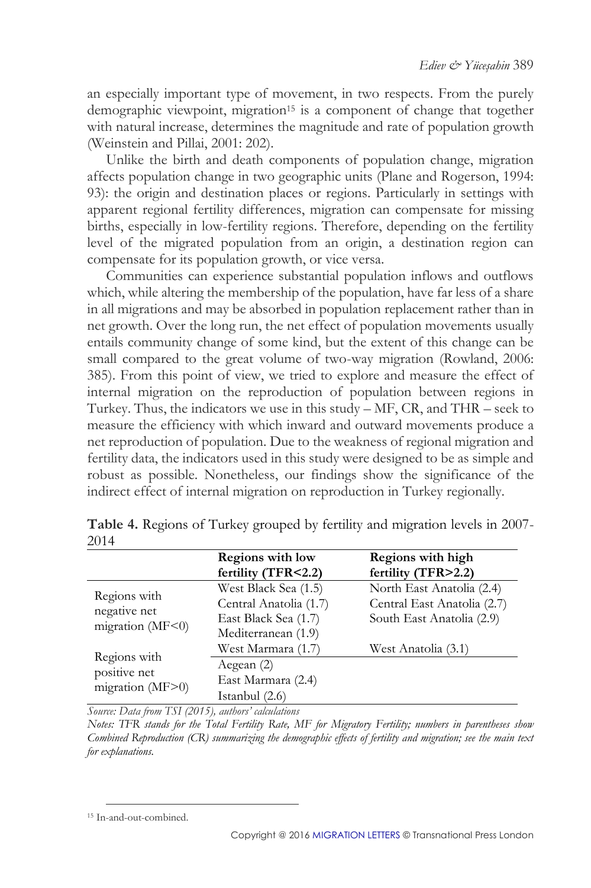an especially important type of movement, in two respects. From the purely demographic viewpoint, migration[15] is a component of change that together with natural increase, determines the magnitude and rate of population growth (Weinstein and Pillai, 2001: 202).

Unlike the birth and death components of population change, migration affects population change in two geographic units (Plane and Rogerson, 1994: 93): the origin and destination places or regions. Particularly in settings with apparent regional fertility differences, migration can compensate for missing births, especially in low-fertility regions. Therefore, depending on the fertility level of the migrated population from an origin, a destination region can compensate for its population growth, or vice versa.

Communities can experience substantial population inflows and outflows which, while altering the membership of the population, have far less of a share in all migrations and may be absorbed in population replacement rather than in net growth. Over the long run, the net effect of population movements usually entails community change of some kind, but the extent of this change can be small compared to the great volume of two-way migration (Rowland, 2006: 385). From this point of view, we tried to explore and measure the effect of internal migration on the reproduction of population between regions in Turkey. Thus, the indicators we use in this study – MF, CR, and THR – seek to measure the efficiency with which inward and outward movements produce a net reproduction of population. Due to the weakness of regional migration and fertility data, the indicators used in this study were designed to be as simple and robust as possible. Nonetheless, our findings show the significance of the indirect effect of internal migration on reproduction in Turkey regionally.

**Table 4.** Regions of Turkey grouped by fertility and migration levels in 2007-2014

| | **Regions with low fertility (TFR<2.2)** | **Regions with high fertility (TFR>2.2)** |
|---|---|---|
| Regions with negative net migration (MF<0) | West Black Sea (1.5)<br>Central Anatolia (1.7)<br>East Black Sea (1.7)<br>Mediterranean (1.9) | North East Anatolia (2.4)<br>Central East Anatolia (2.7)<br>South East Anatolia (2.9) |
| Regions with positive net migration (MF>0) | West Marmara (1.7)<br>Aegean (2)<br>East Marmara (2.4)<br>Istanbul (2.6) | West Anatolia (3.1) |

*Source: Data from TSI (2015), authors' calculations*

*Notes: TFR stands for the Total Fertility Rate, MF for Migratory Fertility; numbers in parentheses show Combined Reproduction (CR) summarizing the demographic effects of fertility and migration; see the main text for explanations.*

[15] In-and-out-combined.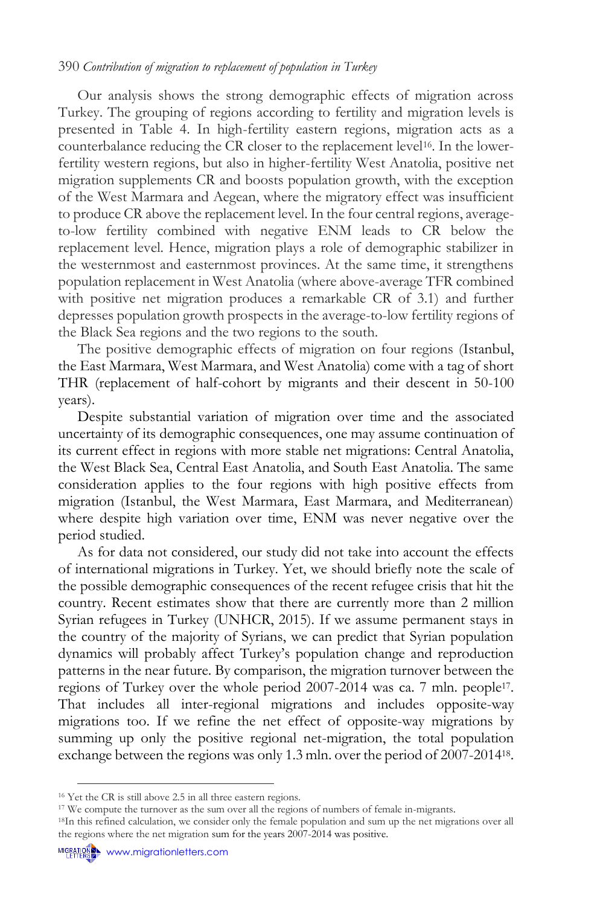Our analysis shows the strong demographic effects of migration across Turkey. The grouping of regions according to fertility and migration levels is presented in Table 4. In high-fertility eastern regions, migration acts as a counterbalance reducing the CR closer to the replacement level[16]. In the lower-fertility western regions, but also in higher-fertility West Anatolia, positive net migration supplements CR and boosts population growth, with the exception of the West Marmara and Aegean, where the migratory effect was insufficient to produce CR above the replacement level. In the four central regions, average-to-low fertility combined with negative ENM leads to CR below the replacement level. Hence, migration plays a role of demographic stabilizer in the westernmost and easternmost provinces. At the same time, it strengthens population replacement in West Anatolia (where above-average TFR combined with positive net migration produces a remarkable CR of 3.1) and further depresses population growth prospects in the average-to-low fertility regions of the Black Sea regions and the two regions to the south.

The positive demographic effects of migration on four regions (Istanbul, the East Marmara, West Marmara, and West Anatolia) come with a tag of short THR (replacement of half-cohort by migrants and their descent in 50-100 years).

Despite substantial variation of migration over time and the associated uncertainty of its demographic consequences, one may assume continuation of its current effect in regions with more stable net migrations: Central Anatolia, the West Black Sea, Central East Anatolia, and South East Anatolia. The same consideration applies to the four regions with high positive effects from migration (Istanbul, the West Marmara, East Marmara, and Mediterranean) where despite high variation over time, ENM was never negative over the period studied.

As for data not considered, our study did not take into account the effects of international migrations in Turkey. Yet, we should briefly note the scale of the possible demographic consequences of the recent refugee crisis that hit the country. Recent estimates show that there are currently more than 2 million Syrian refugees in Turkey (UNHCR, 2015). If we assume permanent stays in the country of the majority of Syrians, we can predict that Syrian population dynamics will probably affect Turkey's population change and reproduction patterns in the near future. By comparison, the migration turnover between the regions of Turkey over the whole period 2007-2014 was ca. 7 mln. people[17]. That includes all inter-regional migrations and includes opposite-way migrations too. If we refine the net effect of opposite-way migrations by summing up only the positive regional net-migration, the total population exchange between the regions was only 1.3 mln. over the period of 2007-2014[18].

---

[16] Yet the CR is still above 2.5 in all three eastern regions.

[17] We compute the turnover as the sum over all the regions of numbers of female in-migrants.

[18] In this refined calculation, we consider only the female population and sum up the net migrations over all the regions where the net migration sum for the years 2007-2014 was positive.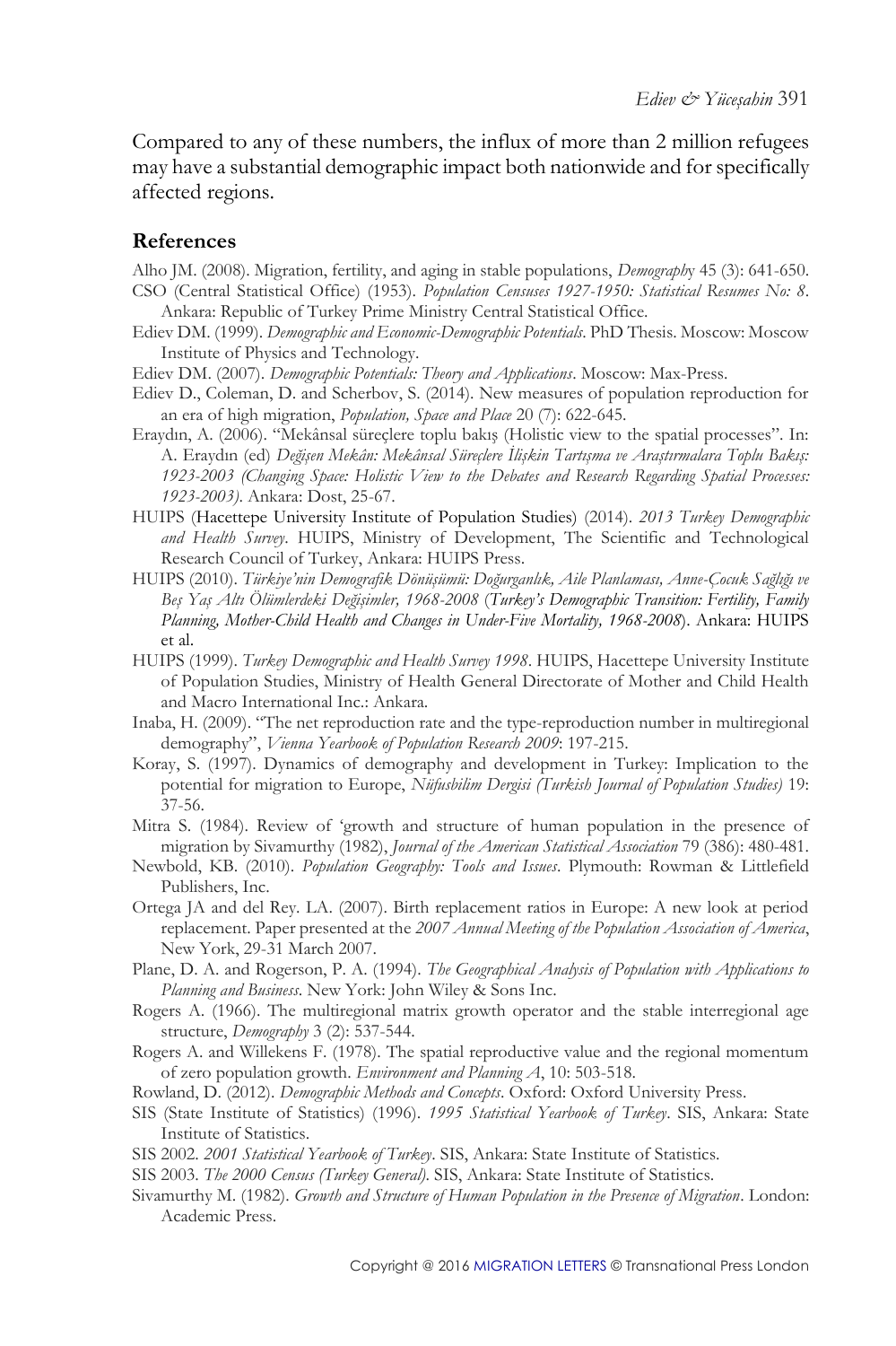Compared to any of these numbers, the influx of more than 2 million refugees may have a substantial demographic impact both nationwide and for specifically affected regions.

## References

Alho JM. (2008). Migration, fertility, and aging in stable populations, *Demography* 45 (3): 641-650.

CSO (Central Statistical Office) (1953). *Population Censuses 1927-1950: Statistical Resumes No: 8*. Ankara: Republic of Turkey Prime Ministry Central Statistical Office.

Ediev DM. (1999). *Demographic and Economic-Demographic Potentials*. PhD Thesis. Moscow: Moscow Institute of Physics and Technology.

Ediev DM. (2007). *Demographic Potentials: Theory and Applications*. Moscow: Max-Press.

Ediev D., Coleman, D. and Scherbov, S. (2014). New measures of population reproduction for an era of high migration, *Population, Space and Place* 20 (7): 622-645.

Eraydın, A. (2006). "Mekânsal süreçlere toplu bakış (Holistic view to the spatial processes". In: A. Eraydın (ed) *Değişen Mekân: Mekânsal Süreçlere İlişkin Tartışma ve Araştırmalara Toplu Bakış: 1923-2003 (Changing Space: Holistic View to the Debates and Research Regarding Spatial Processes: 1923-2003)*. Ankara: Dost, 25-67.

HUIPS (Hacettepe University Institute of Population Studies) (2014). *2013 Turkey Demographic and Health Survey*. HUIPS, Ministry of Development, The Scientific and Technological Research Council of Turkey, Ankara: HUIPS Press.

HUIPS (2010). *Türkiye'nin Demografik Dönüşümü: Doğurganlık, Aile Planlaması, Anne-Çocuk Sağlığı ve Beş Yaş Altı Ölümlerdeki Değişimler, 1968-2008* (*Turkey's Demographic Transition: Fertility, Family Planning, Mother-Child Health and Changes in Under-Five Mortality, 1968-2008*). Ankara: HUIPS et al.

HUIPS (1999). *Turkey Demographic and Health Survey 1998*. HUIPS, Hacettepe University Institute of Population Studies, Ministry of Health General Directorate of Mother and Child Health and Macro International Inc.: Ankara.

Inaba, H. (2009). "The net reproduction rate and the type-reproduction number in multiregional demography", *Vienna Yearbook of Population Research 2009*: 197-215.

Koray, S. (1997). Dynamics of demography and development in Turkey: Implication to the potential for migration to Europe, *Nüfusbilim Dergisi (Turkish Journal of Population Studies)* 19: 37-56.

Mitra S. (1984). Review of 'growth and structure of human population in the presence of migration by Sivamurthy (1982), *Journal of the American Statistical Association* 79 (386): 480-481.

Newbold, KB. (2010). *Population Geography: Tools and Issues*. Plymouth: Rowman & Littlefield Publishers, Inc.

Ortega JA and del Rey. LA. (2007). Birth replacement ratios in Europe: A new look at period replacement. Paper presented at the *2007 Annual Meeting of the Population Association of America*, New York, 29-31 March 2007.

Plane, D. A. and Rogerson, P. A. (1994). *The Geographical Analysis of Population with Applications to Planning and Business*. New York: John Wiley & Sons Inc.

Rogers A. (1966). The multiregional matrix growth operator and the stable interregional age structure, *Demography* 3 (2): 537-544.

Rogers A. and Willekens F. (1978). The spatial reproductive value and the regional momentum of zero population growth. *Environment and Planning A*, 10: 503-518.

Rowland, D. (2012). *Demographic Methods and Concepts*. Oxford: Oxford University Press.

SIS (State Institute of Statistics) (1996). *1995 Statistical Yearbook of Turkey*. SIS, Ankara: State Institute of Statistics.

SIS 2002. *2001 Statistical Yearbook of Turkey*. SIS, Ankara: State Institute of Statistics.

SIS 2003. *The 2000 Census (Turkey General)*. SIS, Ankara: State Institute of Statistics.

Sivamurthy M. (1982). *Growth and Structure of Human Population in the Presence of Migration*. London: Academic Press.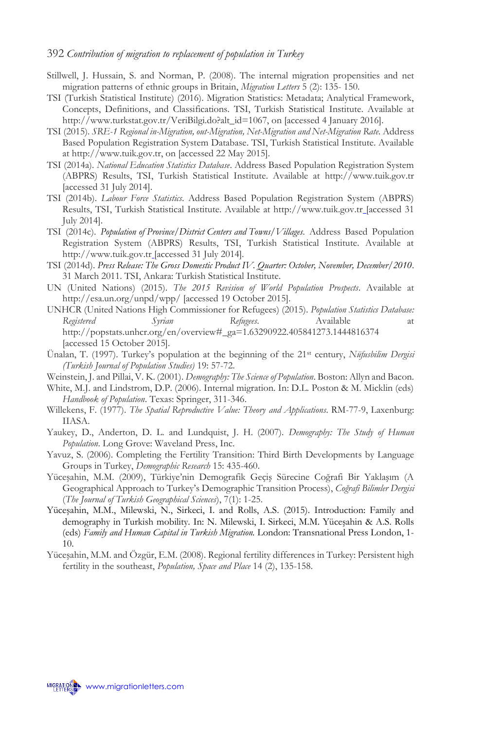Stillwell, J. Hussain, S. and Norman, P. (2008). The internal migration propensities and net migration patterns of ethnic groups in Britain, *Migration Letters* 5 (2): 135- 150.

TSI (Turkish Statistical Institute) (2016). Migration Statistics: Metadata; Analytical Framework, Concepts, Definitions, and Classifications. TSI, Turkish Statistical Institute. Available at http://www.turkstat.gov.tr/VeriBilgi.do?alt_id=1067, on [accessed 4 January 2016].

TSI (2015). *SRE-1 Regional in-Migration, out-Migration, Net-Migration and Net-Migration Rate*. Address Based Population Registration System Database. TSI, Turkish Statistical Institute. Available at http://www.tuik.gov.tr, on [accessed 22 May 2015].

TSI (2014a). *National Education Statistics Database*. Address Based Population Registration System (ABPRS) Results, TSI, Turkish Statistical Institute. Available at http://www.tuik.gov.tr [accessed 31 July 2014].

TSI (2014b). *Labour Force Statistics*. Address Based Population Registration System (ABPRS) Results, TSI, Turkish Statistical Institute. Available at http://www.tuik.gov.tr [accessed 31 July 2014].

TSI (2014c). *Population of Province/District Centers and Towns/Villages*. Address Based Population Registration System (ABPRS) Results, TSI, Turkish Statistical Institute. Available at http://www.tuik.gov.tr [accessed 31 July 2014].

TSI (2014d). *Press Release: The Gross Domestic Product IV. Quarter: October, November, December/2010*. 31 March 2011. TSI, Ankara: Turkish Statistical Institute.

UN (United Nations) (2015). *The 2015 Revision of World Population Prospects*. Available at http://esa.un.org/unpd/wpp/ [accessed 19 October 2015].

UNHCR (United Nations High Commissioner for Refugees) (2015). *Population Statistics Database: Registered Syrian Refugees*. Available at http://popstats.unhcr.org/en/overview#_ga=1.63290922.405841273.1444816374 [accessed 15 October 2015].

Ünalan, T. (1997). Turkey's population at the beginning of the 21st century, *Nüfusbilim Dergisi (Turkish Journal of Population Studies)* 19: 57-72.

Weinstein, J. and Pillai, V. K. (2001). *Demography: The Science of Population*. Boston: Allyn and Bacon.

White, M.J. and Lindstrom, D.P. (2006). Internal migration. In: D.L. Poston & M. Micklin (eds) *Handbook of Population*. Texas: Springer, 311-346.

Willekens, F. (1977). *The Spatial Reproductive Value: Theory and Applications*. RM-77-9, Laxenburg: IIASA.

Yaukey, D., Anderton, D. L. and Lundquist, J. H. (2007). *Demography: The Study of Human Population*. Long Grove: Waveland Press, Inc.

Yavuz, S. (2006). Completing the Fertility Transition: Third Birth Developments by Language Groups in Turkey, *Demographic Research* 15: 435-460.

Yüceşahin, M.M. (2009), Türkiye'nin Demografik Geçiş Sürecine Coğrafi Bir Yaklaşım (A Geographical Approach to Turkey's Demographic Transition Process), *Coğrafi Bilimler Dergisi* (*The Journal of Turkish Geographical Sciences*), 7(1): 1-25.

Yüceşahin, M.M., Milewski, N., Sirkeci, I. and Rolls, A.S. (2015). Introduction: Family and demography in Turkish mobility. In: N. Milewski, I. Sirkeci, M.M. Yüceşahin & A.S. Rolls (eds) *Family and Human Capital in Turkish Migration*. London: Transnational Press London, 1-10.

Yüceşahin, M.M. and Özgür, E.M. (2008). Regional fertility differences in Turkey: Persistent high fertility in the southeast, *Population, Space and Place* 14 (2), 135-158.